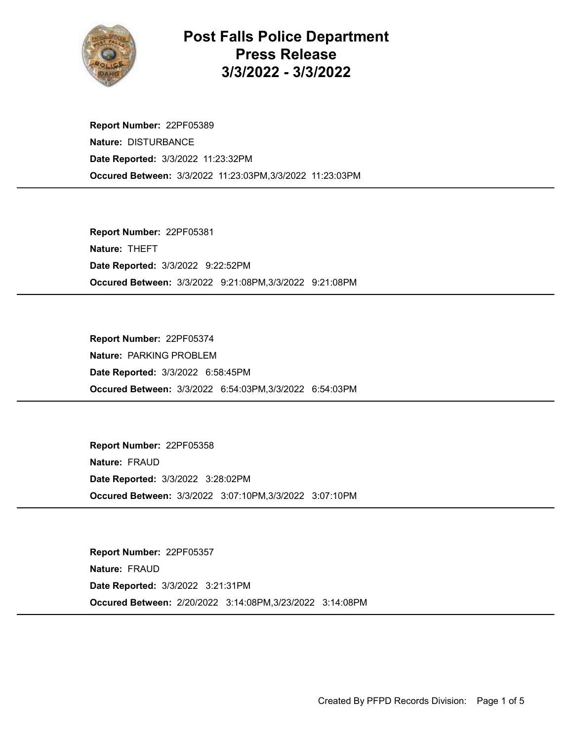# Post Falls Police Department
## Press Release
## 3/3/2022 - 3/3/2022

**Report Number:** 22PF05389
**Nature:** DISTURBANCE
**Date Reported:** 3/3/2022 11:23:32PM
**Occured Between:** 3/3/2022 11:23:03PM,3/3/2022 11:23:03PM

---

**Report Number:** 22PF05381
**Nature:** THEFT
**Date Reported:** 3/3/2022 9:22:52PM
**Occured Between:** 3/3/2022 9:21:08PM,3/3/2022 9:21:08PM

---

**Report Number:** 22PF05374
**Nature:** PARKING PROBLEM
**Date Reported:** 3/3/2022 6:58:45PM
**Occured Between:** 3/3/2022 6:54:03PM,3/3/2022 6:54:03PM

---

**Report Number:** 22PF05358
**Nature:** FRAUD
**Date Reported:** 3/3/2022 3:28:02PM
**Occured Between:** 3/3/2022 3:07:10PM,3/3/2022 3:07:10PM

---

**Report Number:** 22PF05357
**Nature:** FRAUD
**Date Reported:** 3/3/2022 3:21:31PM
**Occured Between:** 2/20/2022 3:14:08PM,3/23/2022 3:14:08PM

---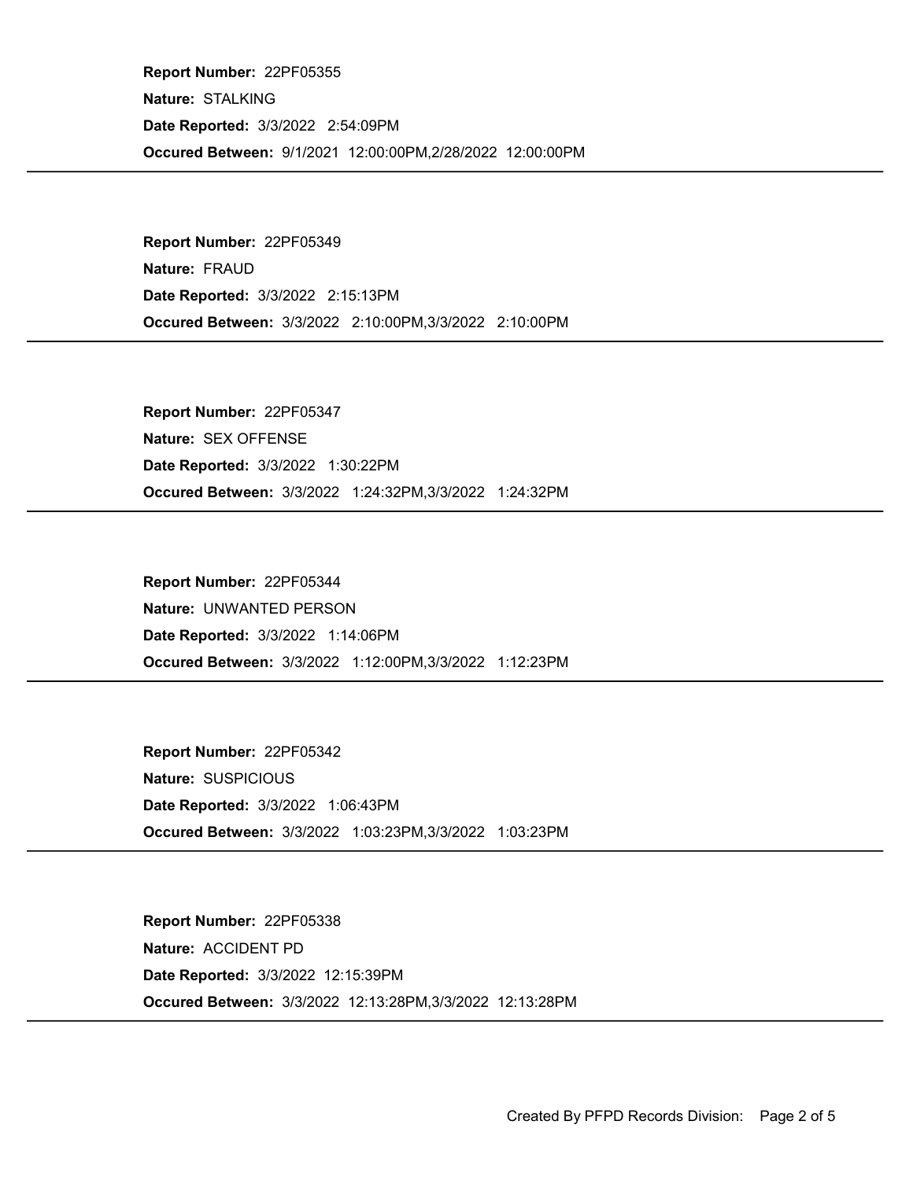**Report Number:** 22PF05355

**Nature:** STALKING

**Date Reported:** 3/3/2022 2:54:09PM

**Occured Between:** 9/1/2021 12:00:00PM,2/28/2022 12:00:00PM

---

**Report Number:** 22PF05349

**Nature:** FRAUD

**Date Reported:** 3/3/2022 2:15:13PM

**Occured Between:** 3/3/2022 2:10:00PM,3/3/2022 2:10:00PM

---

**Report Number:** 22PF05347

**Nature:** SEX OFFENSE

**Date Reported:** 3/3/2022 1:30:22PM

**Occured Between:** 3/3/2022 1:24:32PM,3/3/2022 1:24:32PM

---

**Report Number:** 22PF05344

**Nature:** UNWANTED PERSON

**Date Reported:** 3/3/2022 1:14:06PM

**Occured Between:** 3/3/2022 1:12:00PM,3/3/2022 1:12:23PM

---

**Report Number:** 22PF05342

**Nature:** SUSPICIOUS

**Date Reported:** 3/3/2022 1:06:43PM

**Occured Between:** 3/3/2022 1:03:23PM,3/3/2022 1:03:23PM

---

**Report Number:** 22PF05338

**Nature:** ACCIDENT PD

**Date Reported:** 3/3/2022 12:15:39PM

**Occured Between:** 3/3/2022 12:13:28PM,3/3/2022 12:13:28PM

---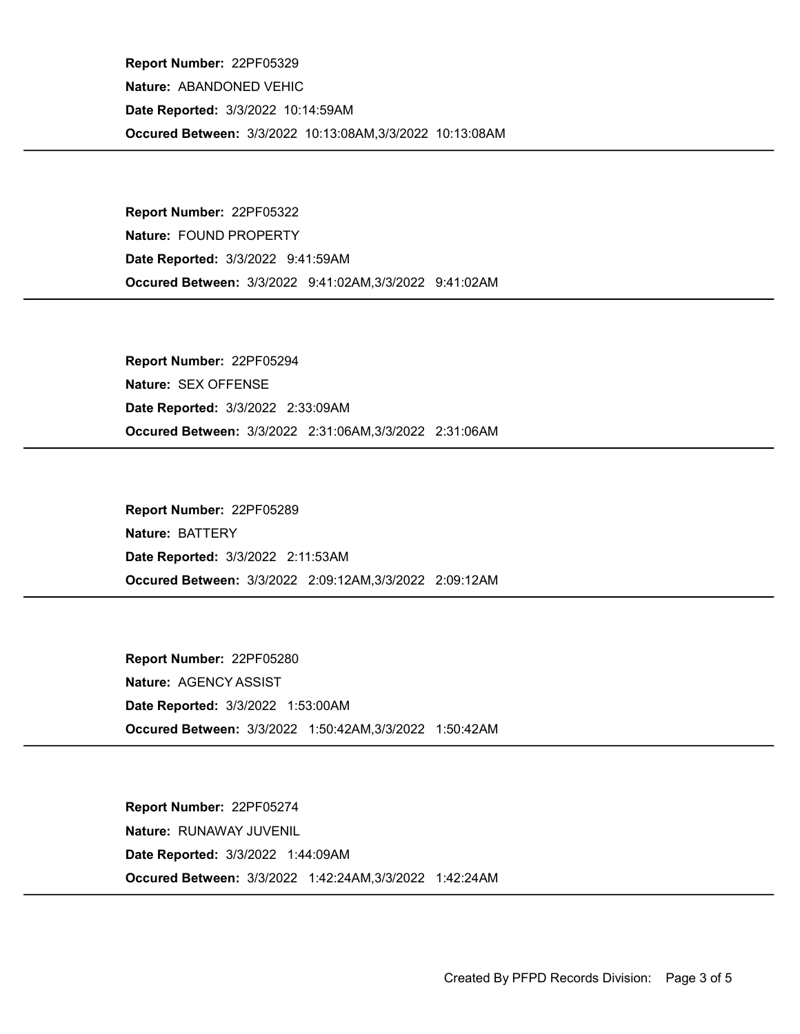**Report Number:** 22PF05329

**Nature:** ABANDONED VEHIC

**Date Reported:** 3/3/2022 10:14:59AM

**Occured Between:** 3/3/2022 10:13:08AM,3/3/2022 10:13:08AM

---

**Report Number:** 22PF05322

**Nature:** FOUND PROPERTY

**Date Reported:** 3/3/2022 9:41:59AM

**Occured Between:** 3/3/2022 9:41:02AM,3/3/2022 9:41:02AM

---

**Report Number:** 22PF05294

**Nature:** SEX OFFENSE

**Date Reported:** 3/3/2022 2:33:09AM

**Occured Between:** 3/3/2022 2:31:06AM,3/3/2022 2:31:06AM

---

**Report Number:** 22PF05289

**Nature:** BATTERY

**Date Reported:** 3/3/2022 2:11:53AM

**Occured Between:** 3/3/2022 2:09:12AM,3/3/2022 2:09:12AM

---

**Report Number:** 22PF05280

**Nature:** AGENCY ASSIST

**Date Reported:** 3/3/2022 1:53:00AM

**Occured Between:** 3/3/2022 1:50:42AM,3/3/2022 1:50:42AM

---

**Report Number:** 22PF05274

**Nature:** RUNAWAY JUVENIL

**Date Reported:** 3/3/2022 1:44:09AM

**Occured Between:** 3/3/2022 1:42:24AM,3/3/2022 1:42:24AM

---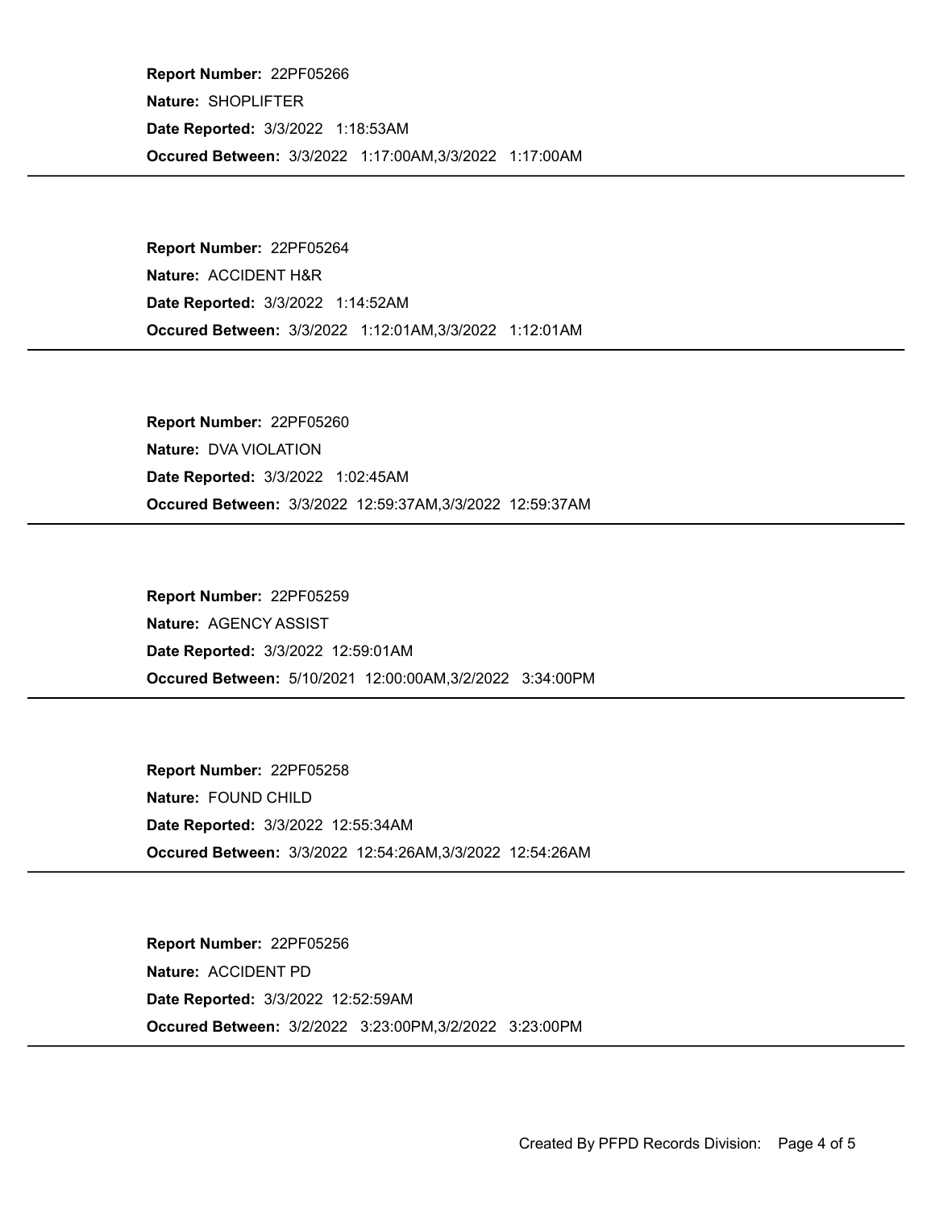**Report Number:** 22PF05266

**Nature:** SHOPLIFTER

**Date Reported:** 3/3/2022 1:18:53AM

**Occured Between:** 3/3/2022 1:17:00AM,3/3/2022 1:17:00AM

---

**Report Number:** 22PF05264

**Nature:** ACCIDENT H&R

**Date Reported:** 3/3/2022 1:14:52AM

**Occured Between:** 3/3/2022 1:12:01AM,3/3/2022 1:12:01AM

---

**Report Number:** 22PF05260

**Nature:** DVA VIOLATION

**Date Reported:** 3/3/2022 1:02:45AM

**Occured Between:** 3/3/2022 12:59:37AM,3/3/2022 12:59:37AM

---

**Report Number:** 22PF05259

**Nature:** AGENCY ASSIST

**Date Reported:** 3/3/2022 12:59:01AM

**Occured Between:** 5/10/2021 12:00:00AM,3/2/2022 3:34:00PM

---

**Report Number:** 22PF05258

**Nature:** FOUND CHILD

**Date Reported:** 3/3/2022 12:55:34AM

**Occured Between:** 3/3/2022 12:54:26AM,3/3/2022 12:54:26AM

---

**Report Number:** 22PF05256

**Nature:** ACCIDENT PD

**Date Reported:** 3/3/2022 12:52:59AM

**Occured Between:** 3/2/2022 3:23:00PM,3/2/2022 3:23:00PM

---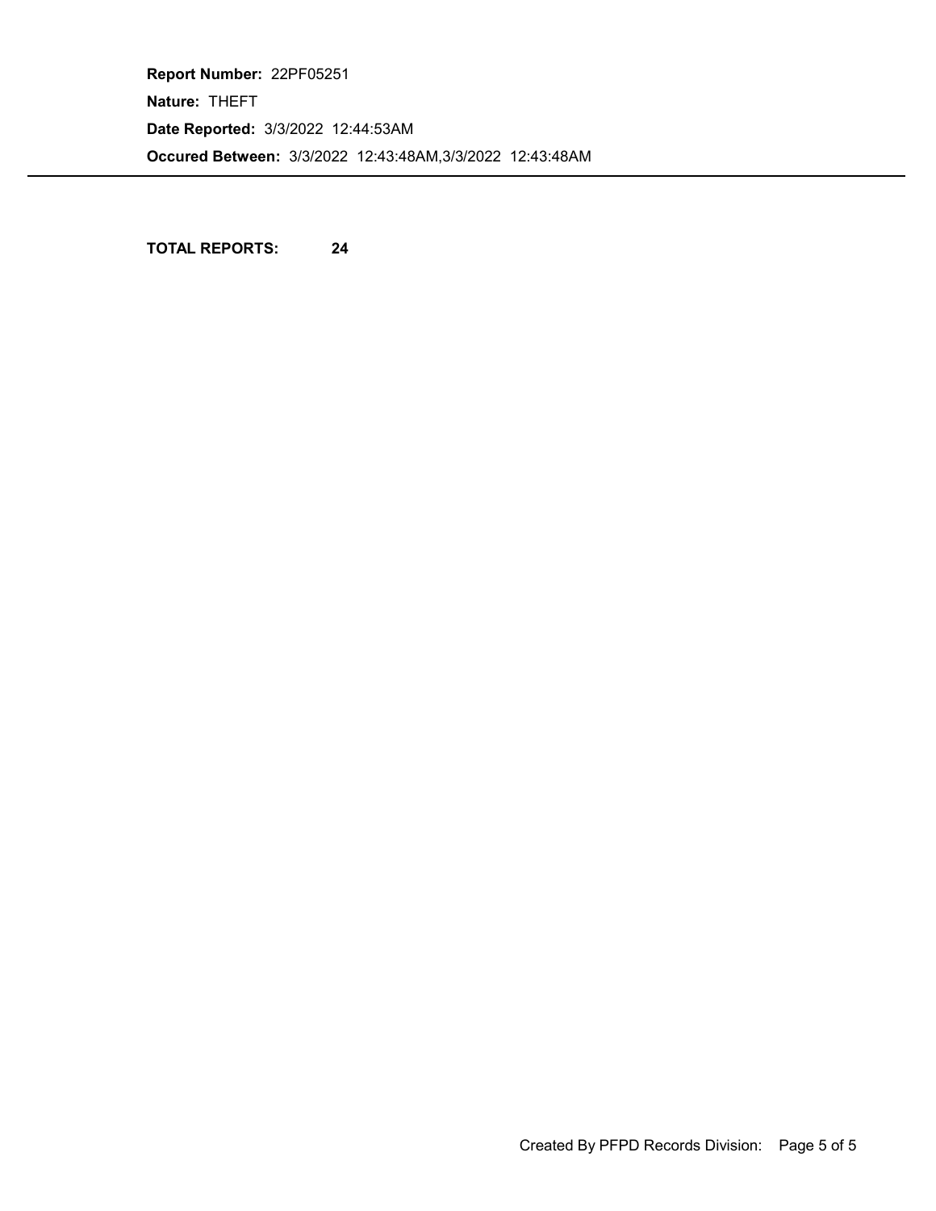**Report Number:** 22PF05251

**Nature:** THEFT

**Date Reported:** 3/3/2022 12:44:53AM

**Occured Between:** 3/3/2022 12:43:48AM,3/3/2022 12:43:48AM

---

**TOTAL REPORTS: 24**